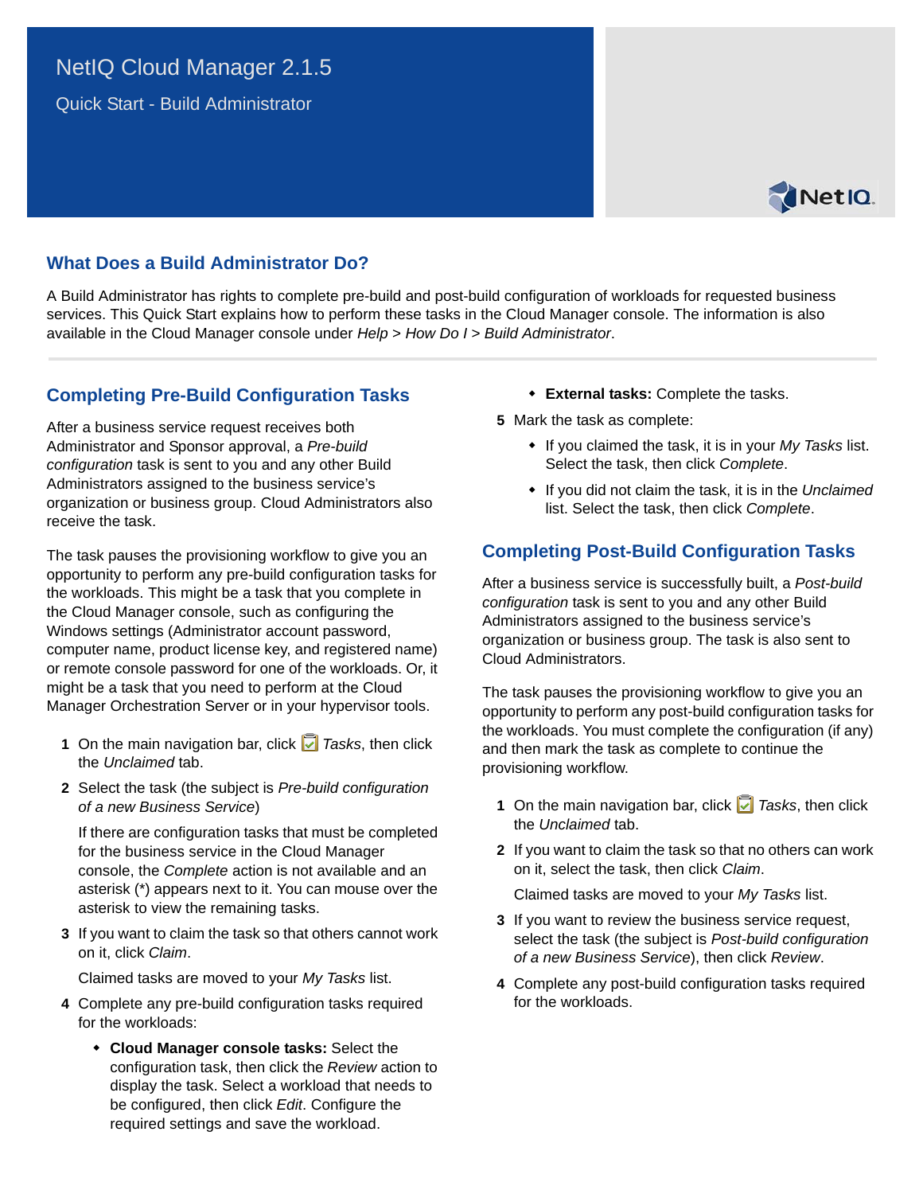# NetIQ Cloud Manager 2.1.5

Quick Start - Build Administrator

## What Does a Build Administrator Do?

A Build Administrator has rights to complete pre-build and post-build configuration of workloads for requested business services. This Quick Start explains how to perform these tasks in the Cloud Manager console. The information is also available in the Cloud Manager console under *Help* > *How Do I* > *Build Administrator*.

## Completing Pre-Build Configuration Tasks

After a business service request receives both Administrator and Sponsor approval, a *Pre-build configuration* task is sent to you and any other Build Administrators assigned to the business service's organization or business group. Cloud Administrators also receive the task.

The task pauses the provisioning workflow to give you an opportunity to perform any pre-build configuration tasks for the workloads. This might be a task that you complete in the Cloud Manager console, such as configuring the Windows settings (Administrator account password, computer name, product license key, and registered name) or remote console password for one of the workloads. Or, it might be a task that you need to perform at the Cloud Manager Orchestration Server or in your hypervisor tools.

1. On the main navigation bar, click *Tasks*, then click the *Unclaimed* tab.
2. Select the task (the subject is *Pre-build configuration of a new Business Service*)

   If there are configuration tasks that must be completed for the business service in the Cloud Manager console, the *Complete* action is not available and an asterisk (*) appears next to it. You can mouse over the asterisk to view the remaining tasks.
3. If you want to claim the task so that others cannot work on it, click *Claim*.

   Claimed tasks are moved to your *My Tasks* list.
4. Complete any pre-build configuration tasks required for the workloads:
   - **Cloud Manager console tasks:** Select the configuration task, then click the *Review* action to display the task. Select a workload that needs to be configured, then click *Edit*. Configure the required settings and save the workload.
   - **External tasks:** Complete the tasks.
5. Mark the task as complete:
   - If you claimed the task, it is in your *My Tasks* list. Select the task, then click *Complete*.
   - If you did not claim the task, it is in the *Unclaimed* list. Select the task, then click *Complete*.

## Completing Post-Build Configuration Tasks

After a business service is successfully built, a *Post-build configuration* task is sent to you and any other Build Administrators assigned to the business service's organization or business group. The task is also sent to Cloud Administrators.

The task pauses the provisioning workflow to give you an opportunity to perform any post-build configuration tasks for the workloads. You must complete the configuration (if any) and then mark the task as complete to continue the provisioning workflow.

1. On the main navigation bar, click *Tasks*, then click the *Unclaimed* tab.
2. If you want to claim the task so that no others can work on it, select the task, then click *Claim*.

   Claimed tasks are moved to your *My Tasks* list.
3. If you want to review the business service request, select the task (the subject is *Post-build configuration of a new Business Service*), then click *Review*.
4. Complete any post-build configuration tasks required for the workloads.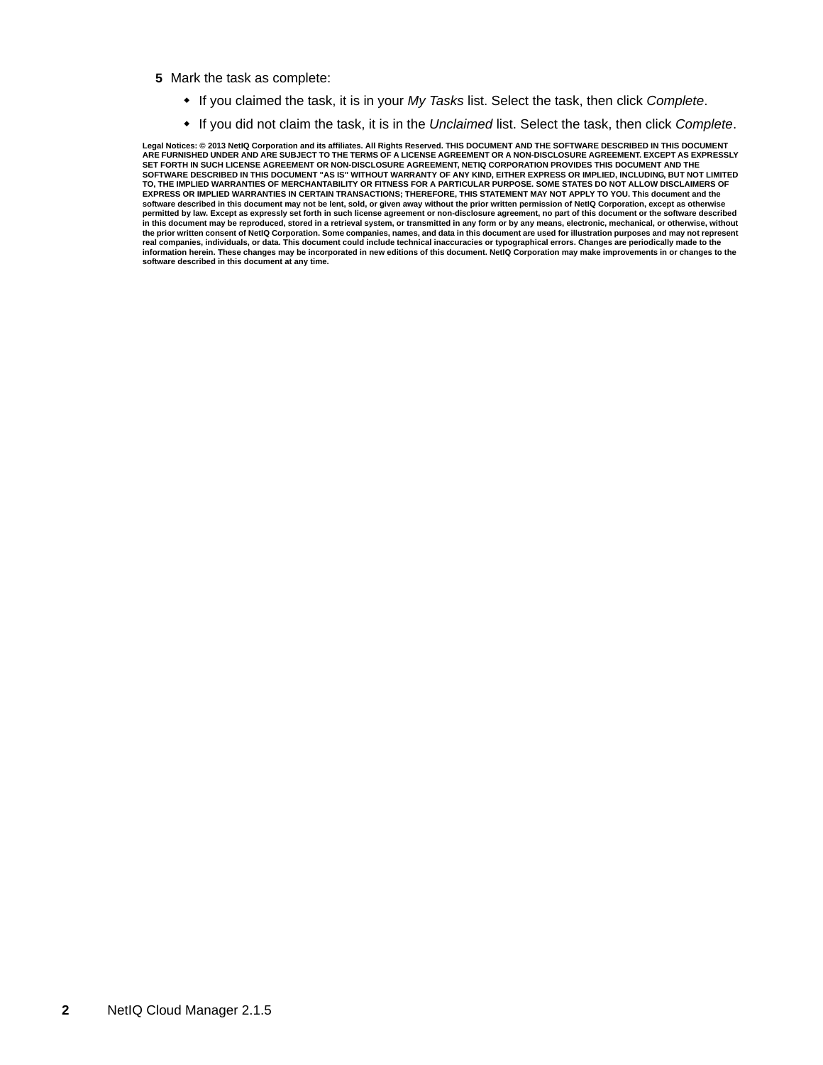5 Mark the task as complete:

- If you claimed the task, it is in your *My Tasks* list. Select the task, then click *Complete*.
- If you did not claim the task, it is in the *Unclaimed* list. Select the task, then click *Complete*.

**Legal Notices: © 2013 NetIQ Corporation and its affiliates. All Rights Reserved. THIS DOCUMENT AND THE SOFTWARE DESCRIBED IN THIS DOCUMENT ARE FURNISHED UNDER AND ARE SUBJECT TO THE TERMS OF A LICENSE AGREEMENT OR A NON-DISCLOSURE AGREEMENT. EXCEPT AS EXPRESSLY SET FORTH IN SUCH LICENSE AGREEMENT OR NON-DISCLOSURE AGREEMENT, NETIQ CORPORATION PROVIDES THIS DOCUMENT AND THE SOFTWARE DESCRIBED IN THIS DOCUMENT "AS IS" WITHOUT WARRANTY OF ANY KIND, EITHER EXPRESS OR IMPLIED, INCLUDING, BUT NOT LIMITED TO, THE IMPLIED WARRANTIES OF MERCHANTABILITY OR FITNESS FOR A PARTICULAR PURPOSE. SOME STATES DO NOT ALLOW DISCLAIMERS OF EXPRESS OR IMPLIED WARRANTIES IN CERTAIN TRANSACTIONS; THEREFORE, THIS STATEMENT MAY NOT APPLY TO YOU. This document and the software described in this document may not be lent, sold, or given away without the prior written permission of NetIQ Corporation, except as otherwise permitted by law. Except as expressly set forth in such license agreement or non-disclosure agreement, no part of this document or the software described in this document may be reproduced, stored in a retrieval system, or transmitted in any form or by any means, electronic, mechanical, or otherwise, without the prior written consent of NetIQ Corporation. Some companies, names, and data in this document are used for illustration purposes and may not represent real companies, individuals, or data. This document could include technical inaccuracies or typographical errors. Changes are periodically made to the information herein. These changes may be incorporated in new editions of this document. NetIQ Corporation may make improvements in or changes to the software described in this document at any time.**